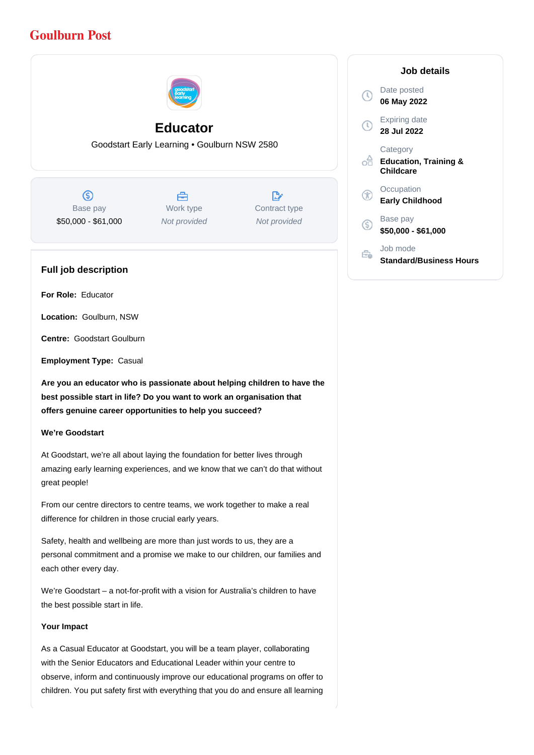Goulburn Post

# Educator

Goodstart Early Learning • Goulburn NSW 2580

| Base pay | Work type | Contract type |
|---|---|---|
| $50,000 - $61,000 | *Not provided* | *Not provided* |

## Job details

Date posted
**06 May 2022**

Expiring date
**28 Jul 2022**

Category
**Education, Training & Childcare**

Occupation
**Early Childhood**

Base pay
**$50,000 - $61,000**

Job mode
**Standard/Business Hours**

## Full job description

**For Role:** Educator

**Location:** Goulburn, NSW

**Centre:** Goodstart Goulburn

**Employment Type:** Casual

**Are you an educator who is passionate about helping children to have the best possible start in life? Do you want to work an organisation that offers genuine career opportunities to help you succeed?**

**We're Goodstart**

At Goodstart, we're all about laying the foundation for better lives through amazing early learning experiences, and we know that we can't do that without great people!

From our centre directors to centre teams, we work together to make a real difference for children in those crucial early years.

Safety, health and wellbeing are more than just words to us, they are a personal commitment and a promise we make to our children, our families and each other every day.

We're Goodstart – a not-for-profit with a vision for Australia's children to have the best possible start in life.

**Your Impact**

As a Casual Educator at Goodstart, you will be a team player, collaborating with the Senior Educators and Educational Leader within your centre to observe, inform and continuously improve our educational programs on offer to children. You put safety first with everything that you do and ensure all learning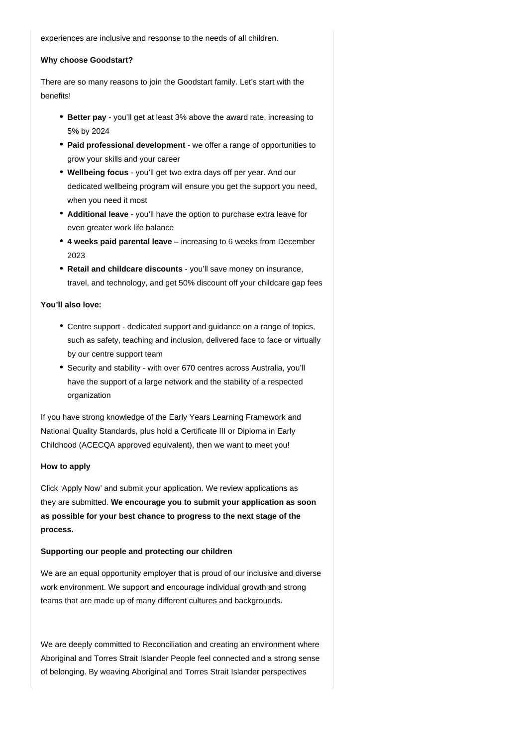experiences are inclusive and response to the needs of all children.

**Why choose Goodstart?**

There are so many reasons to join the Goodstart family. Let's start with the benefits!

- **Better pay** - you'll get at least 3% above the award rate, increasing to 5% by 2024
- **Paid professional development** - we offer a range of opportunities to grow your skills and your career
- **Wellbeing focus** - you'll get two extra days off per year. And our dedicated wellbeing program will ensure you get the support you need, when you need it most
- **Additional leave** - you'll have the option to purchase extra leave for even greater work life balance
- **4 weeks paid parental leave** – increasing to 6 weeks from December 2023
- **Retail and childcare discounts** - you'll save money on insurance, travel, and technology, and get 50% discount off your childcare gap fees

**You'll also love:**

- Centre support - dedicated support and guidance on a range of topics, such as safety, teaching and inclusion, delivered face to face or virtually by our centre support team
- Security and stability - with over 670 centres across Australia, you'll have the support of a large network and the stability of a respected organization

If you have strong knowledge of the Early Years Learning Framework and National Quality Standards, plus hold a Certificate III or Diploma in Early Childhood (ACECQA approved equivalent), then we want to meet you!

**How to apply**

Click 'Apply Now' and submit your application. We review applications as they are submitted. **We encourage you to submit your application as soon as possible for your best chance to progress to the next stage of the process.**

**Supporting our people and protecting our children**

We are an equal opportunity employer that is proud of our inclusive and diverse work environment. We support and encourage individual growth and strong teams that are made up of many different cultures and backgrounds.

We are deeply committed to Reconciliation and creating an environment where Aboriginal and Torres Strait Islander People feel connected and a strong sense of belonging. By weaving Aboriginal and Torres Strait Islander perspectives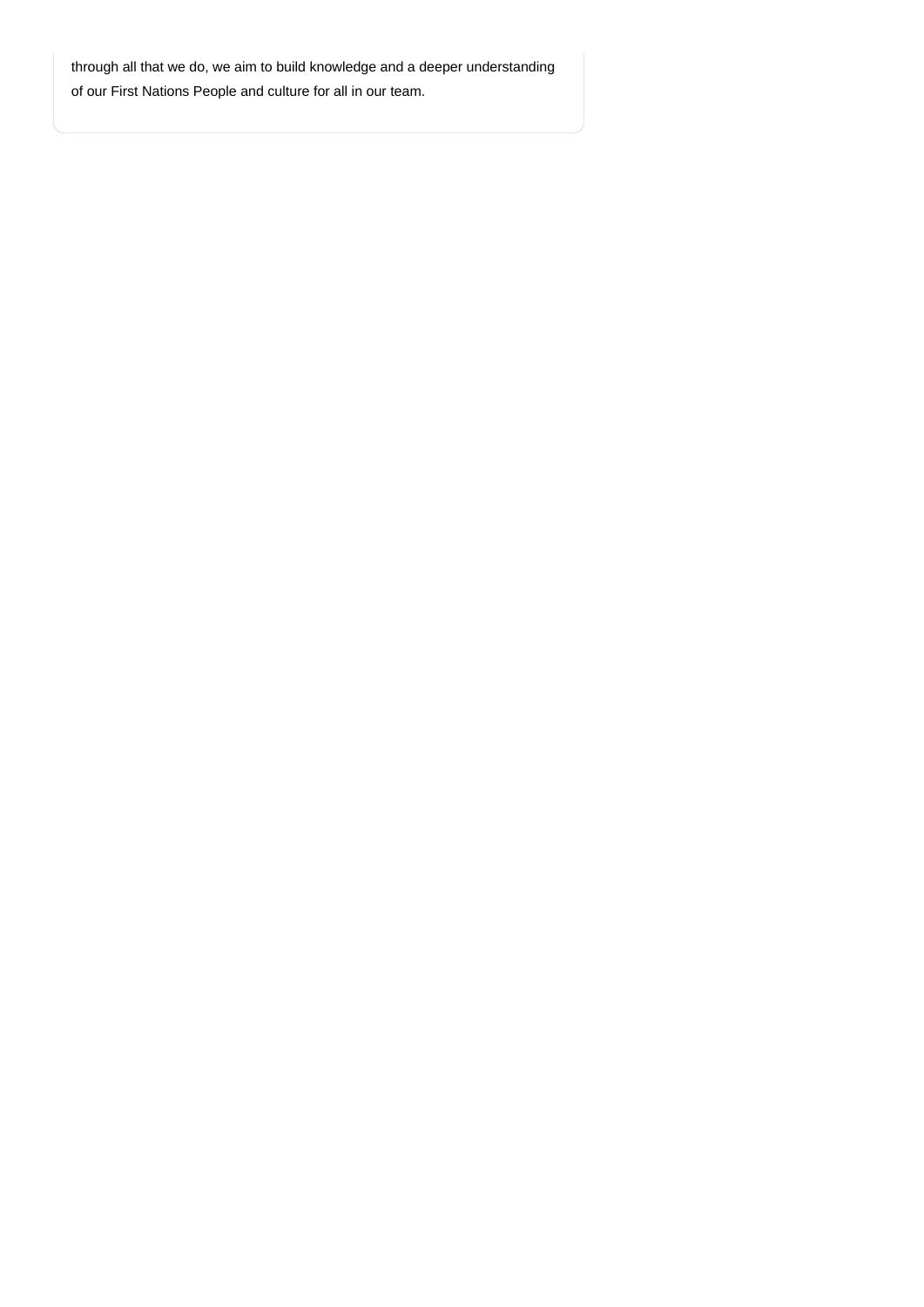through all that we do, we aim to build knowledge and a deeper understanding of our First Nations People and culture for all in our team.